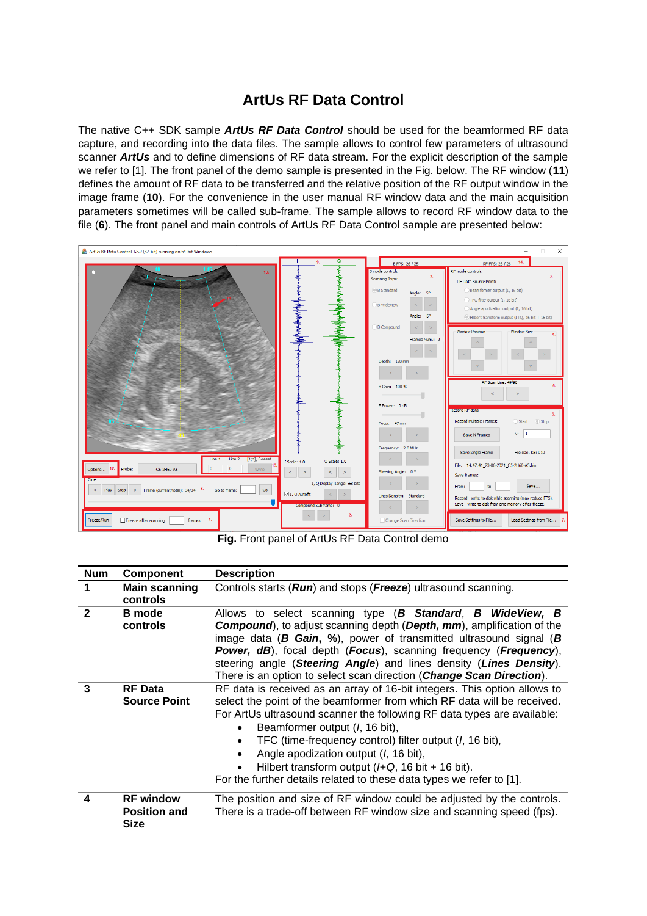# ArtUs RF Data Control

The native C++ SDK sample ***ArtUs RF Data Control*** should be used for the beamformed RF data capture, and recording into the data files. The sample allows to control few parameters of ultrasound scanner ***ArtUs*** and to define dimensions of RF data stream. For the explicit description of the sample we refer to [1]. The front panel of the demo sample is presented in the Fig. below. The RF window (**11**) defines the amount of RF data to be transferred and the relative position of the RF output window in the image frame (**10**). For the convenience in the user manual RF window data and the main acquisition parameters sometimes will be called sub-frame. The sample allows to record RF window data to the file (**6**). The front panel and main controls of ArtUs RF Data Control sample are presented below:

**Fig.** Front panel of ArtUs RF Data Control demo

| Num | Component | Description |
|---|---|---|
| **1** | **Main scanning controls** | Controls starts (***Run***) and stops (***Freeze***) ultrasound scanning. |
| **2** | **B mode controls** | Allows to select scanning type (***B Standard***, ***B WideView***, ***B Compound***), to adjust scanning depth (***Depth, mm***), amplification of the image data (***B Gain*, %**), power of transmitted ultrasound signal (***B Power, dB***), focal depth (***Focus***), scanning frequency (***Frequency***), steering angle (***Steering Angle***) and lines density (***Lines Density***). There is an option to select scan direction (***Change Scan Direction***). |
| **3** | **RF Data Source Point** | RF data is received as an array of 16-bit integers. This option allows to select the point of the beamformer from which RF data will be received. For ArtUs ultrasound scanner the following RF data types are available: <br>• Beamformer output (*I*, 16 bit), <br>• TFC (time-frequency control) filter output (*I*, 16 bit), <br>• Angle apodization output (*I*, 16 bit), <br>• Hilbert transform output (*I*+*Q*, 16 bit + 16 bit). <br>For the further details related to these data types we refer to [1]. |
| **4** | **RF window Position and Size** | The position and size of RF window could be adjusted by the controls. There is a trade-off between RF window size and scanning speed (fps). |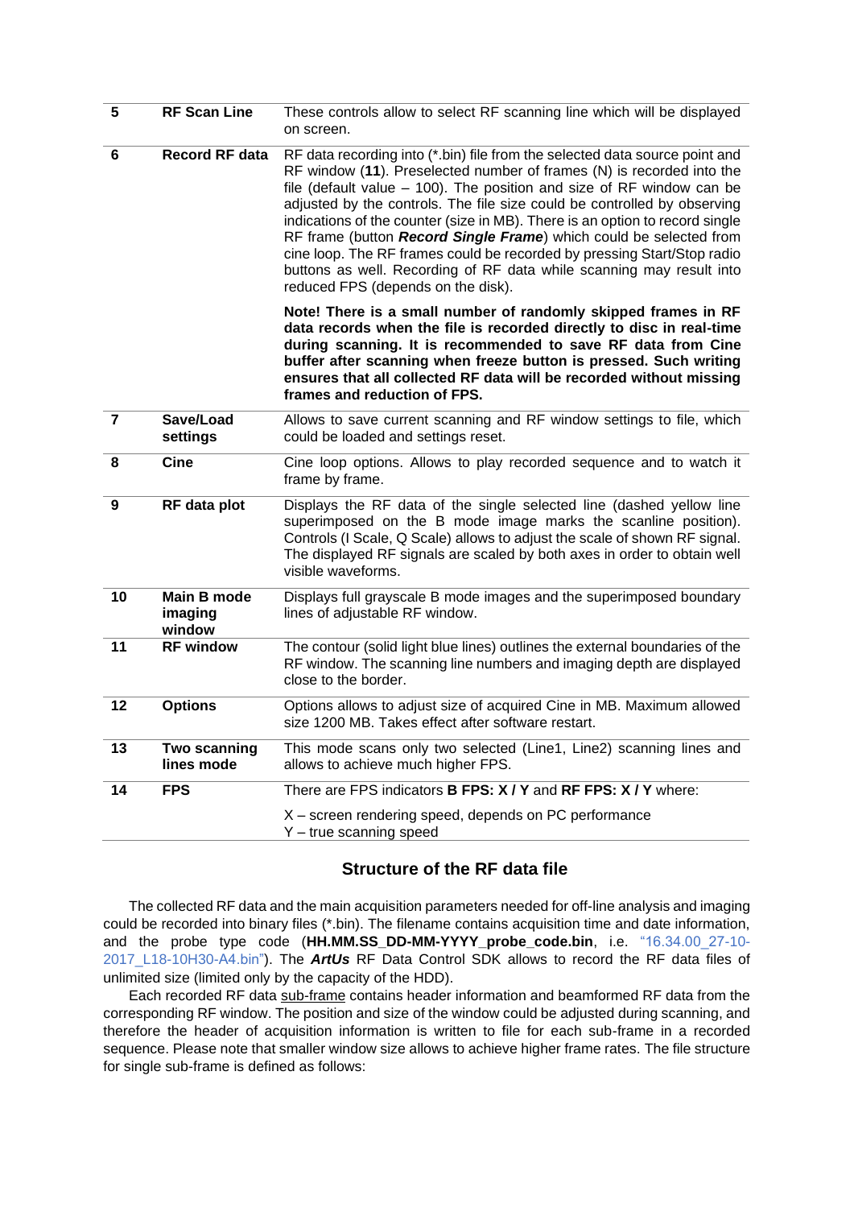| | | |
|---|---|---|
| **5** | **RF Scan Line** | These controls allow to select RF scanning line which will be displayed on screen. |
| **6** | **Record RF data** | RF data recording into (*.bin) file from the selected data source point and RF window (**11**). Preselected number of frames (N) is recorded into the file (default value – 100). The position and size of RF window can be adjusted by the controls. The file size could be controlled by observing indications of the counter (size in MB). There is an option to record single RF frame (button ***Record Single Frame***) which could be selected from cine loop. The RF frames could be recorded by pressing Start/Stop radio buttons as well. Recording of RF data while scanning may result into reduced FPS (depends on the disk).<br><br>**Note! There is a small number of randomly skipped frames in RF data records when the file is recorded directly to disc in real-time during scanning. It is recommended to save RF data from Cine buffer after scanning when freeze button is pressed. Such writing ensures that all collected RF data will be recorded without missing frames and reduction of FPS.** |
| **7** | **Save/Load settings** | Allows to save current scanning and RF window settings to file, which could be loaded and settings reset. |
| **8** | **Cine** | Cine loop options. Allows to play recorded sequence and to watch it frame by frame. |
| **9** | **RF data plot** | Displays the RF data of the single selected line (dashed yellow line superimposed on the B mode image marks the scanline position). Controls (I Scale, Q Scale) allows to adjust the scale of shown RF signal. The displayed RF signals are scaled by both axes in order to obtain well visible waveforms. |
| **10** | **Main B mode imaging window** | Displays full grayscale B mode images and the superimposed boundary lines of adjustable RF window. |
| **11** | **RF window** | The contour (solid light blue lines) outlines the external boundaries of the RF window. The scanning line numbers and imaging depth are displayed close to the border. |
| **12** | **Options** | Options allows to adjust size of acquired Cine in MB. Maximum allowed size 1200 MB. Takes effect after software restart. |
| **13** | **Two scanning lines mode** | This mode scans only two selected (Line1, Line2) scanning lines and allows to achieve much higher FPS. |
| **14** | **FPS** | There are FPS indicators **B FPS: X / Y** and **RF FPS: X / Y** where:<br><br>X – screen rendering speed, depends on PC performance<br>Y – true scanning speed |

## Structure of the RF data file

The collected RF data and the main acquisition parameters needed for off-line analysis and imaging could be recorded into binary files (*.bin). The filename contains acquisition time and date information, and the probe type code (**HH.MM.SS_DD-MM-YYYY_probe_code.bin**, i.e. "16.34.00_27-10-2017_L18-10H30-A4.bin"). The ***ArtUs*** RF Data Control SDK allows to record the RF data files of unlimited size (limited only by the capacity of the HDD).

Each recorded RF data sub-frame contains header information and beamformed RF data from the corresponding RF window. The position and size of the window could be adjusted during scanning, and therefore the header of acquisition information is written to file for each sub-frame in a recorded sequence. Please note that smaller window size allows to achieve higher frame rates. The file structure for single sub-frame is defined as follows: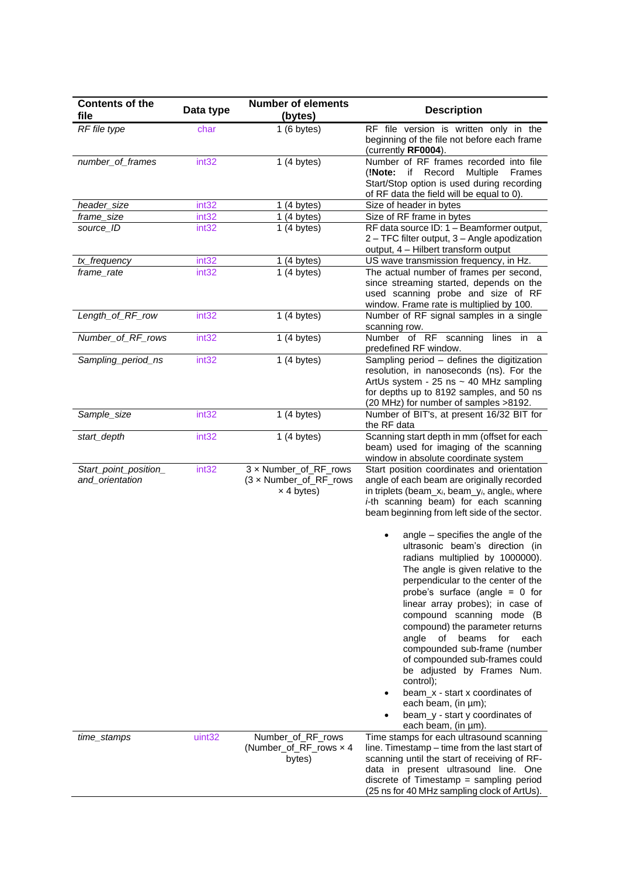| Contents of the file | Data type | Number of elements (bytes) | Description |
|---|---|---|---|
| *RF file type* | char | 1 (6 bytes) | RF file version is written only in the beginning of the file not before each frame (currently **RF0004**). |
| *number_of_frames* | int32 | 1 (4 bytes) | Number of RF frames recorded into file (**!Note:** if Record Multiple Frames Start/Stop option is used during recording of RF data the field will be equal to 0). |
| *header_size* | int32 | 1 (4 bytes) | Size of header in bytes |
| *frame_size* | int32 | 1 (4 bytes) | Size of RF frame in bytes |
| *source_ID* | int32 | 1 (4 bytes) | RF data source ID: 1 – Beamformer output, 2 – TFC filter output, 3 – Angle apodization output, 4 – Hilbert transform output |
| *tx_frequency* | int32 | 1 (4 bytes) | US wave transmission frequency, in Hz. |
| *frame_rate* | int32 | 1 (4 bytes) | The actual number of frames per second, since streaming started, depends on the used scanning probe and size of RF window. Frame rate is multiplied by 100. |
| *Length_of_RF_row* | int32 | 1 (4 bytes) | Number of RF signal samples in a single scanning row. |
| *Number_of_RF_rows* | int32 | 1 (4 bytes) | Number of RF scanning lines in a predefined RF window. |
| *Sampling_period_ns* | int32 | 1 (4 bytes) | Sampling period – defines the digitization resolution, in nanoseconds (ns). For the ArtUs system - 25 ns ~ 40 MHz sampling for depths up to 8192 samples, and 50 ns (20 MHz) for number of samples >8192. |
| *Sample_size* | int32 | 1 (4 bytes) | Number of BIT's, at present 16/32 BIT for the RF data |
| *start_depth* | int32 | 1 (4 bytes) | Scanning start depth in mm (offset for each beam) used for imaging of the scanning window in absolute coordinate system |
| *Start_point_position_ and_orientation* | int32 | 3 × Number_of_RF_rows (3 × Number_of_RF_rows × 4 bytes) | Start position coordinates and orientation angle of each beam are originally recorded in triplets (beam_x$_i$, beam_y$_i$, angle$_i$, where *i*-th scanning beam) for each scanning beam beginning from left side of the sector.<br><br>• angle – specifies the angle of the ultrasonic beam's direction (in radians multiplied by 1000000). The angle is given relative to the perpendicular to the center of the probe's surface (angle = 0 for linear array probes); in case of compound scanning mode (B compound) the parameter returns angle of beams for each compounded sub-frame (number of compounded sub-frames could be adjusted by Frames Num. control);<br>• beam_x - start x coordinates of each beam, (in µm);<br>• beam_y - start y coordinates of each beam, (in µm). |
| *time_stamps* | uint32 | Number_of_RF_rows (Number_of_RF_rows × 4 bytes) | Time stamps for each ultrasound scanning line. Timestamp – time from the last start of scanning until the start of receiving of RF-data in present ultrasound line. One discrete of Timestamp = sampling period (25 ns for 40 MHz sampling clock of ArtUs). |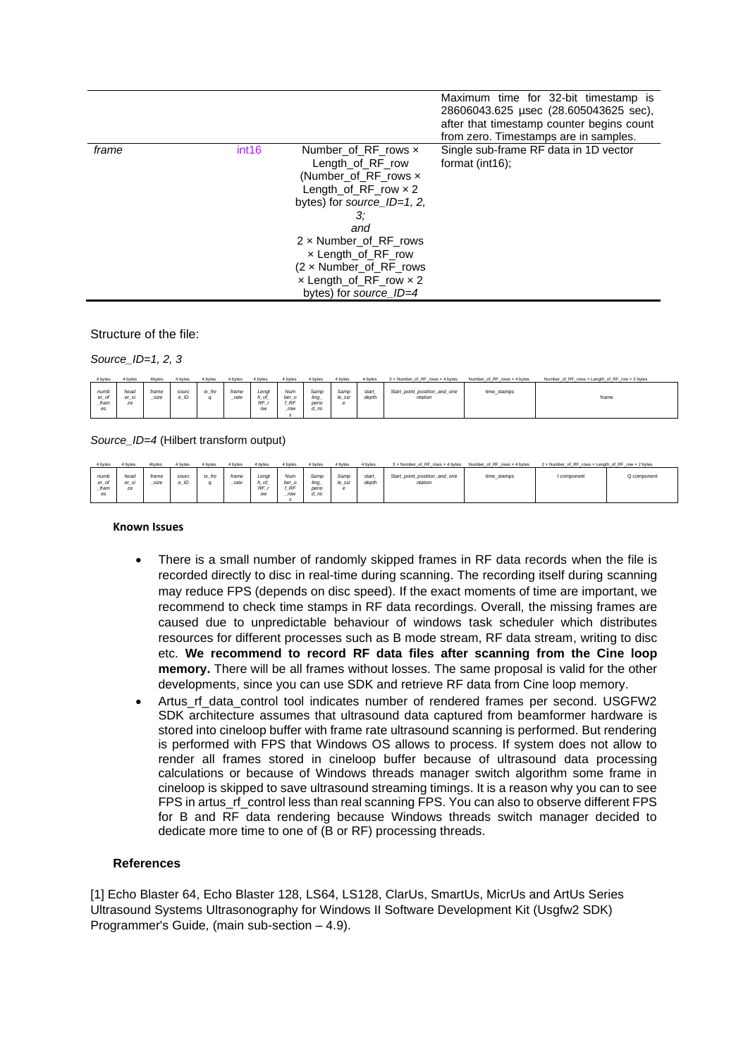| | | | |
|---|---|---|---|
| | | | Maximum time for 32-bit timestamp is 28606043.625 µsec (28.605043625 sec), after that timestamp counter begins count from zero. Timestamps are in samples. |
| *frame* | int16 | Number_of_RF_rows × Length_of_RF_row (Number_of_RF_rows × Length_of_RF_row × 2 bytes) for *source_ID=1, 2, 3;* *and* 2 × Number_of_RF_rows × Length_of_RF_row (2 × Number_of_RF_rows × Length_of_RF_row × 2 bytes) for *source_ID=4* | Single sub-frame RF data in 1D vector format (int16); |

Structure of the file:

*Source_ID=1, 2, 3*

| 4 bytes | 4 bytes | 4bytes | 4 bytes | 4 bytes | 4 bytes | 4 bytes | 4 bytes | 4 bytes | 4 bytes | 4 bytes | 3 × Number_of_RF_rows × 4 bytes | Number_of_RF_rows × 4 bytes | Number_of_RF_rows × Length_of_RF_row × 2 bytes |
|---|---|---|---|---|---|---|---|---|---|---|---|---|---|
| *number_of_frames* | *header_size* | *frame_size* | *source_ID* | *tx_freq.* | *frame_rate* | *Length_of_RF_row* | *Number_of_RF_rows* | *Sampling_period_ns* | *Sample_size* | *start_depth* | *Start_point_position_and_orientation* | time_stamps | frame |

*Source_ID=4* (Hilbert transform output)

| 4 bytes | 4 bytes | 4bytes | 4 bytes | 4 bytes | 4 bytes | 4 bytes | 4 bytes | 4 bytes | 4 bytes | 4 bytes | 3 × Number_of_RF_rows × 4 bytes | Number_of_RF_rows × 4 bytes | 2 × Number_of_RF_rows × Length_of_RF_row × 2 bytes | |
|---|---|---|---|---|---|---|---|---|---|---|---|---|---|---|
| *number_of_frames* | *header_size* | *frame_size* | *source_ID* | *tx_freq.* | *frame_rate* | *Length_of_RF_row* | *Number_of_RF_rows* | *Sampling_period_ns* | *Sample_size* | *start_depth* | *Start_point_position_and_orientation* | time_stamps | I component | Q component |

### Known Issues

- There is a small number of randomly skipped frames in RF data records when the file is recorded directly to disc in real-time during scanning. The recording itself during scanning may reduce FPS (depends on disc speed). If the exact moments of time are important, we recommend to check time stamps in RF data recordings. Overall, the missing frames are caused due to unpredictable behaviour of windows task scheduler which distributes resources for different processes such as B mode stream, RF data stream, writing to disc etc. **We recommend to record RF data files after scanning from the Cine loop memory.** There will be all frames without losses. The same proposal is valid for the other developments, since you can use SDK and retrieve RF data from Cine loop memory.
- Artus_rf_data_control tool indicates number of rendered frames per second. USGFW2 SDK architecture assumes that ultrasound data captured from beamformer hardware is stored into cineloop buffer with frame rate ultrasound scanning is performed. But rendering is performed with FPS that Windows OS allows to process. If system does not allow to render all frames stored in cineloop buffer of ultrasound data processing calculations or because of Windows threads manager switch algorithm some frame in cineloop is skipped to save ultrasound streaming timings. It is a reason why you can to see FPS in artus_rf_control less than real scanning FPS. You can also to observe different FPS for B and RF data rendering because Windows threads switch manager decided to dedicate more time to one of (B or RF) processing threads.

### References

[1] Echo Blaster 64, Echo Blaster 128, LS64, LS128, ClarUs, SmartUs, MicrUs and ArtUs Series Ultrasound Systems Ultrasonography for Windows II Software Development Kit (Usgfw2 SDK) Programmer's Guide, (main sub-section – 4.9).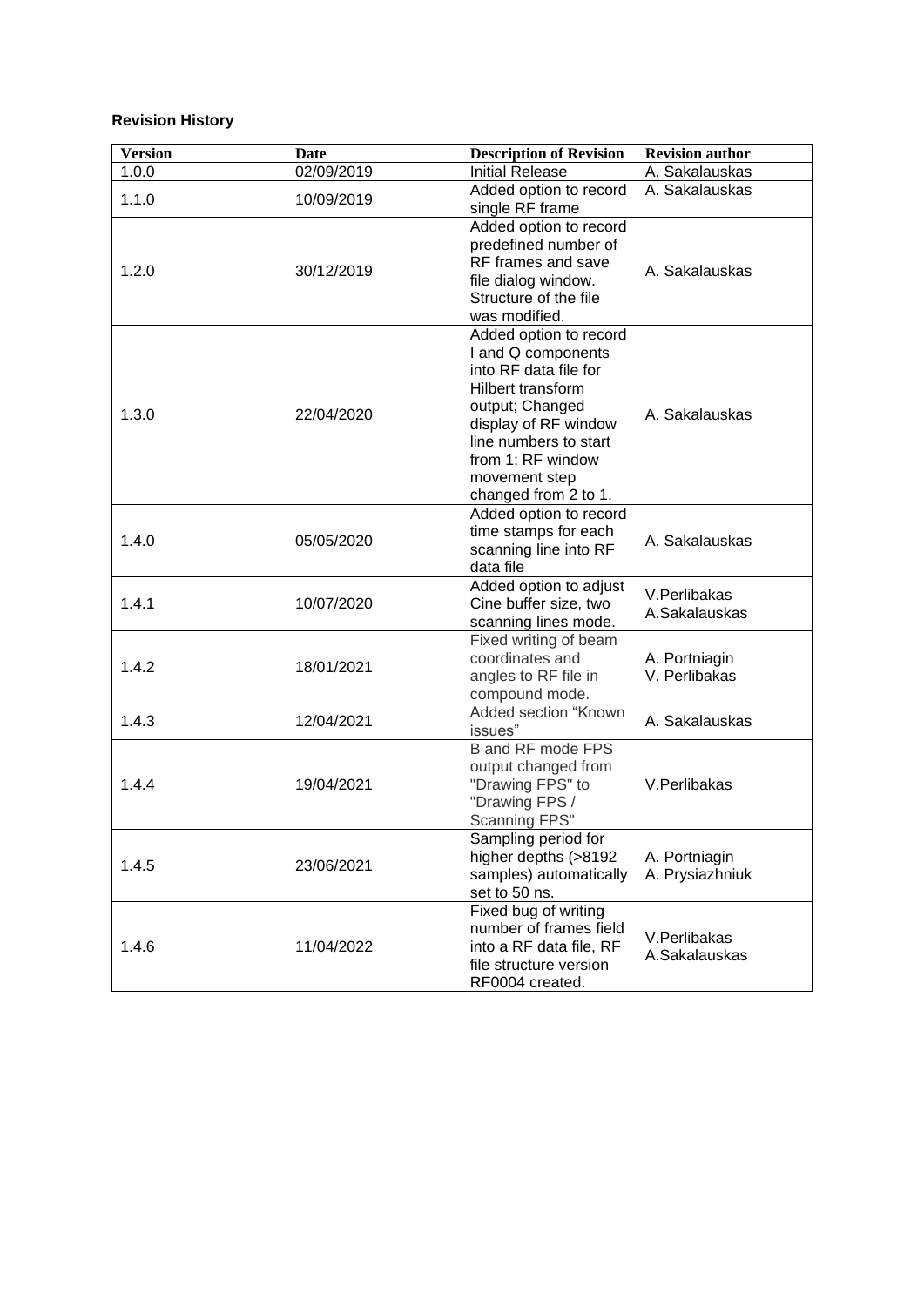**Revision History**

| Version | Date | Description of Revision | Revision author |
|---|---|---|---|
| 1.0.0 | 02/09/2019 | Initial Release | A. Sakalauskas |
| 1.1.0 | 10/09/2019 | Added option to record single RF frame | A. Sakalauskas |
| 1.2.0 | 30/12/2019 | Added option to record predefined number of RF frames and save file dialog window. Structure of the file was modified. | A. Sakalauskas |
| 1.3.0 | 22/04/2020 | Added option to record I and Q components into RF data file for Hilbert transform output; Changed display of RF window line numbers to start from 1; RF window movement step changed from 2 to 1. | A. Sakalauskas |
| 1.4.0 | 05/05/2020 | Added option to record time stamps for each scanning line into RF data file | A. Sakalauskas |
| 1.4.1 | 10/07/2020 | Added option to adjust Cine buffer size, two scanning lines mode. | V.Perlibakas A.Sakalauskas |
| 1.4.2 | 18/01/2021 | Fixed writing of beam coordinates and angles to RF file in compound mode. | A. Portniagin V. Perlibakas |
| 1.4.3 | 12/04/2021 | Added section "Known issues" | A. Sakalauskas |
| 1.4.4 | 19/04/2021 | B and RF mode FPS output changed from "Drawing FPS" to "Drawing FPS / Scanning FPS" | V.Perlibakas |
| 1.4.5 | 23/06/2021 | Sampling period for higher depths (>8192 samples) automatically set to 50 ns. | A. Portniagin A. Prysiazhniuk |
| 1.4.6 | 11/04/2022 | Fixed bug of writing number of frames field into a RF data file, RF file structure version RF0004 created. | V.Perlibakas A.Sakalauskas |